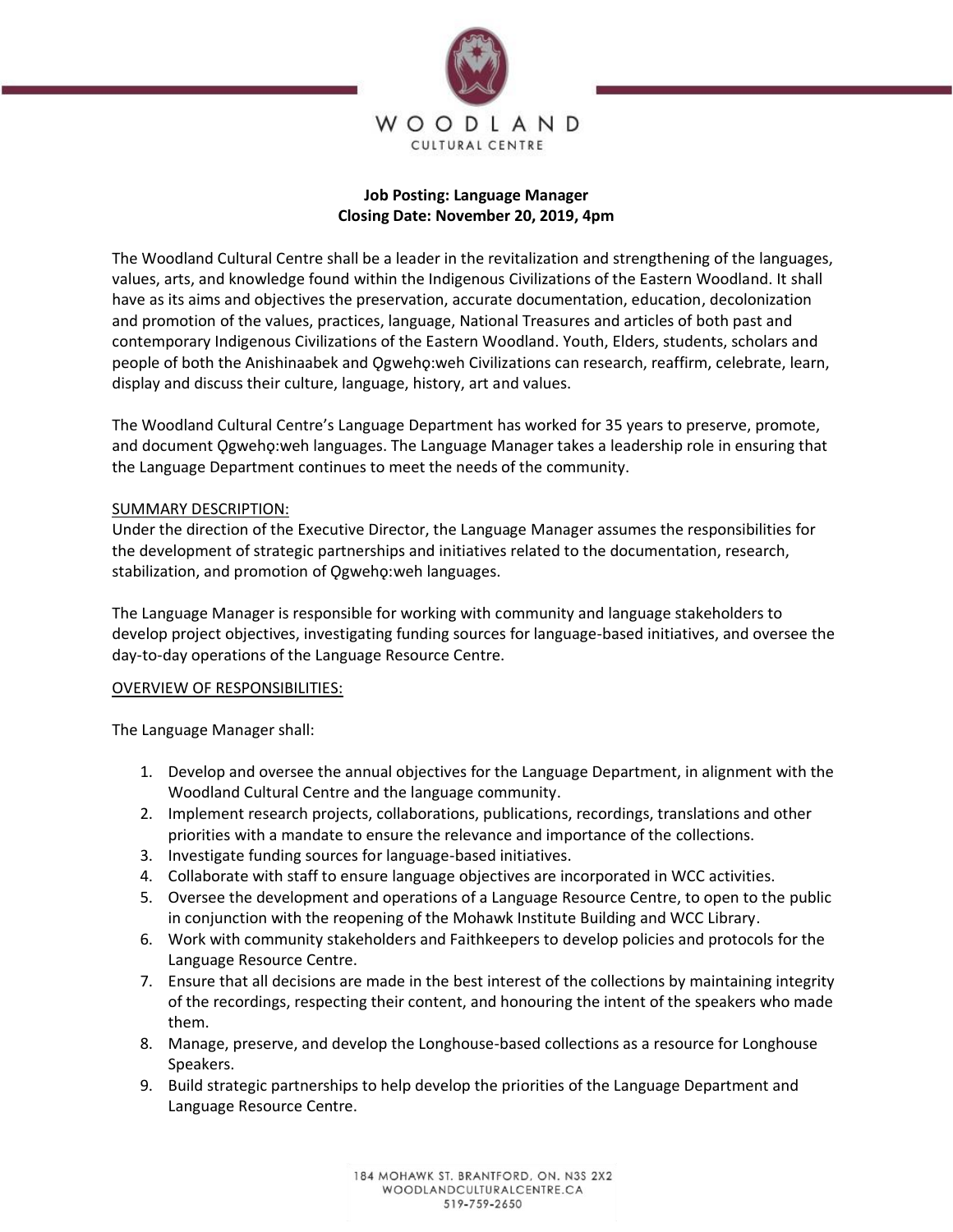WOODLAND
CULTURAL CENTRE

**Job Posting: Language Manager**
**Closing Date: November 20, 2019, 4pm**

The Woodland Cultural Centre shall be a leader in the revitalization and strengthening of the languages, values, arts, and knowledge found within the Indigenous Civilizations of the Eastern Woodland. It shall have as its aims and objectives the preservation, accurate documentation, education, decolonization and promotion of the values, practices, language, National Treasures and articles of both past and contemporary Indigenous Civilizations of the Eastern Woodland. Youth, Elders, students, scholars and people of both the Anishinaabek and Ǫgwehǫ:weh Civilizations can research, reaffirm, celebrate, learn, display and discuss their culture, language, history, art and values.

The Woodland Cultural Centre's Language Department has worked for 35 years to preserve, promote, and document Ǫgwehǫ:weh languages. The Language Manager takes a leadership role in ensuring that the Language Department continues to meet the needs of the community.

SUMMARY DESCRIPTION:

Under the direction of the Executive Director, the Language Manager assumes the responsibilities for the development of strategic partnerships and initiatives related to the documentation, research, stabilization, and promotion of Ǫgwehǫ:weh languages.

The Language Manager is responsible for working with community and language stakeholders to develop project objectives, investigating funding sources for language-based initiatives, and oversee the day-to-day operations of the Language Resource Centre.

OVERVIEW OF RESPONSIBILITIES:

The Language Manager shall:

1. Develop and oversee the annual objectives for the Language Department, in alignment with the Woodland Cultural Centre and the language community.
2. Implement research projects, collaborations, publications, recordings, translations and other priorities with a mandate to ensure the relevance and importance of the collections.
3. Investigate funding sources for language-based initiatives.
4. Collaborate with staff to ensure language objectives are incorporated in WCC activities.
5. Oversee the development and operations of a Language Resource Centre, to open to the public in conjunction with the reopening of the Mohawk Institute Building and WCC Library.
6. Work with community stakeholders and Faithkeepers to develop policies and protocols for the Language Resource Centre.
7. Ensure that all decisions are made in the best interest of the collections by maintaining integrity of the recordings, respecting their content, and honouring the intent of the speakers who made them.
8. Manage, preserve, and develop the Longhouse-based collections as a resource for Longhouse Speakers.
9. Build strategic partnerships to help develop the priorities of the Language Department and Language Resource Centre.

184 MOHAWK ST. BRANTFORD, ON. N3S 2X2
WOODLANDCULTURALCENTRE.CA
519-759-2650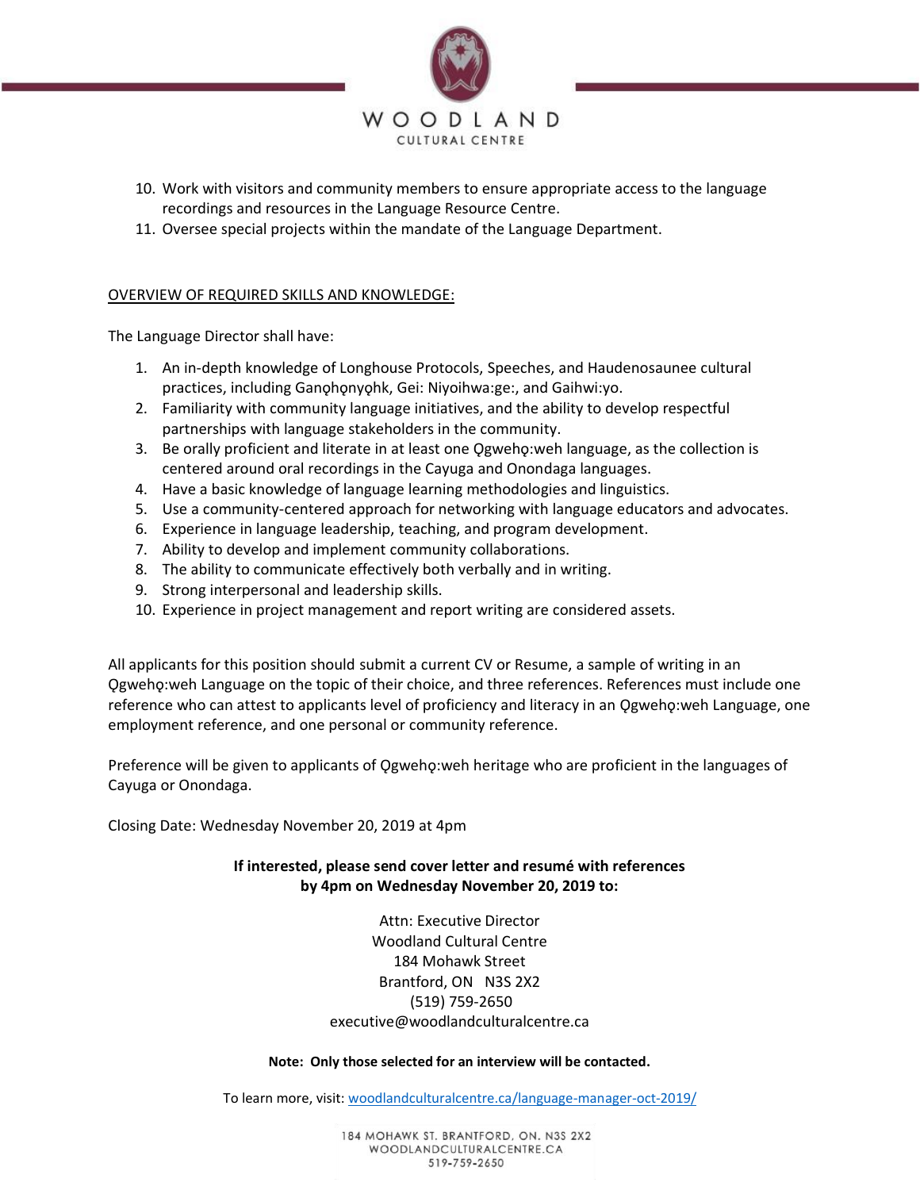10. Work with visitors and community members to ensure appropriate access to the language recordings and resources in the Language Resource Centre.
11. Oversee special projects within the mandate of the Language Department.

OVERVIEW OF REQUIRED SKILLS AND KNOWLEDGE:

The Language Director shall have:

1. An in-depth knowledge of Longhouse Protocols, Speeches, and Haudenosaunee cultural practices, including Ganǫhǫnyǫhk, Gei: Niyoihwa:ge:, and Gaihwi:yo.
2. Familiarity with community language initiatives, and the ability to develop respectful partnerships with language stakeholders in the community.
3. Be orally proficient and literate in at least one Ǫgwehǫ:weh language, as the collection is centered around oral recordings in the Cayuga and Onondaga languages.
4. Have a basic knowledge of language learning methodologies and linguistics.
5. Use a community-centered approach for networking with language educators and advocates.
6. Experience in language leadership, teaching, and program development.
7. Ability to develop and implement community collaborations.
8. The ability to communicate effectively both verbally and in writing.
9. Strong interpersonal and leadership skills.
10. Experience in project management and report writing are considered assets.

All applicants for this position should submit a current CV or Resume, a sample of writing in an Ǫgwehǫ:weh Language on the topic of their choice, and three references. References must include one reference who can attest to applicants level of proficiency and literacy in an Ǫgwehǫ:weh Language, one employment reference, and one personal or community reference.

Preference will be given to applicants of Ǫgwehǫ:weh heritage who are proficient in the languages of Cayuga or Onondaga.

Closing Date: Wednesday November 20, 2019 at 4pm

**If interested, please send cover letter and resumé with references by 4pm on Wednesday November 20, 2019 to:**

Attn: Executive Director
Woodland Cultural Centre
184 Mohawk Street
Brantford, ON N3S 2X2
(519) 759-2650
executive@woodlandculturalcentre.ca

**Note: Only those selected for an interview will be contacted.**

To learn more, visit: [woodlandculturalcentre.ca/language-manager-oct-2019/](woodlandculturalcentre.ca/language-manager-oct-2019/)